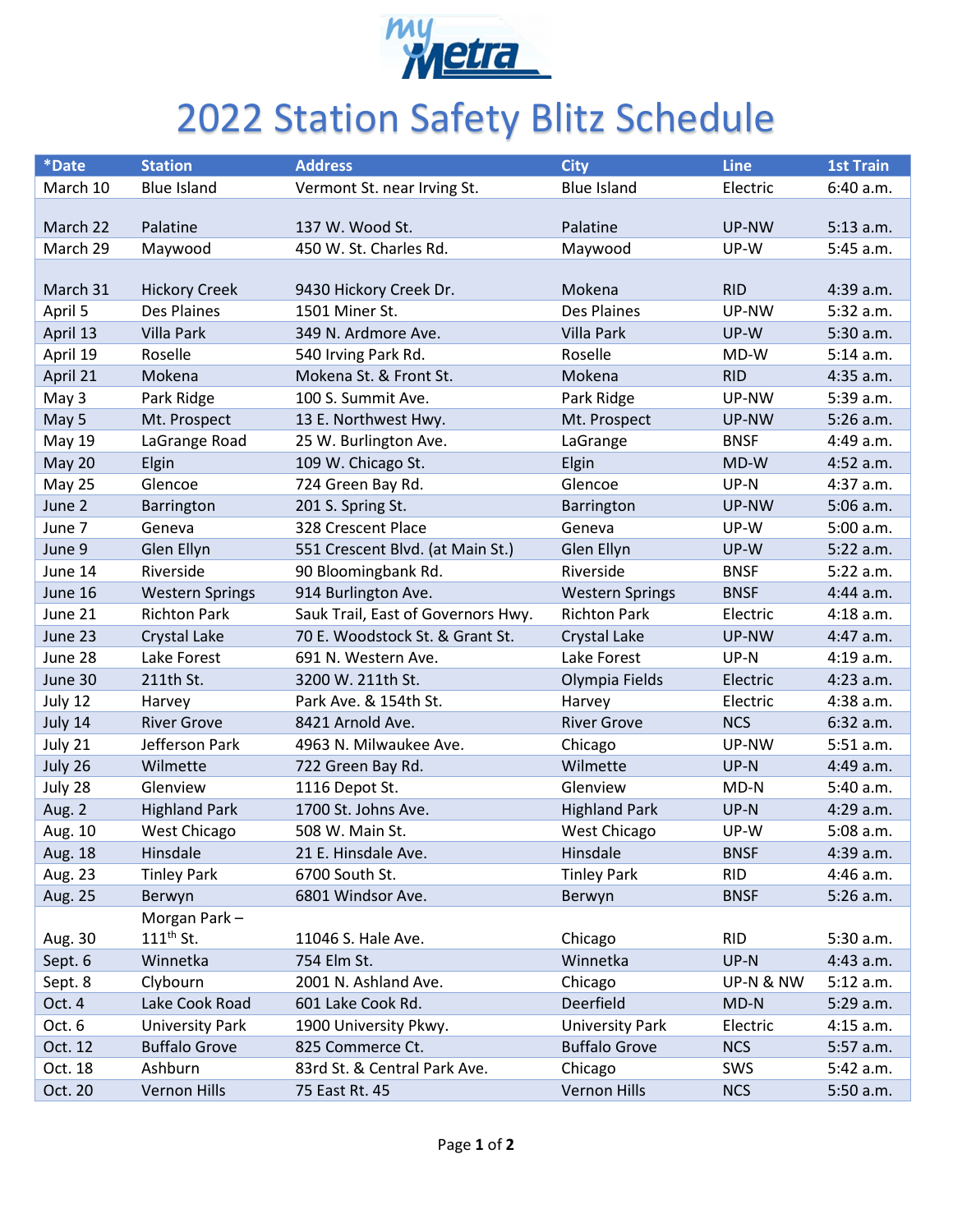myMetra

# 2022 Station Safety Blitz Schedule

| *Date | Station | Address | City | Line | 1st Train |
|---|---|---|---|---|---|
| March 10 | Blue Island | Vermont St. near Irving St. | Blue Island | Electric | 6:40 a.m. |
| March 22 | Palatine | 137 W. Wood St. | Palatine | UP-NW | 5:13 a.m. |
| March 29 | Maywood | 450 W. St. Charles Rd. | Maywood | UP-W | 5:45 a.m. |
| March 31 | Hickory Creek | 9430 Hickory Creek Dr. | Mokena | RID | 4:39 a.m. |
| April 5 | Des Plaines | 1501 Miner St. | Des Plaines | UP-NW | 5:32 a.m. |
| April 13 | Villa Park | 349 N. Ardmore Ave. | Villa Park | UP-W | 5:30 a.m. |
| April 19 | Roselle | 540 Irving Park Rd. | Roselle | MD-W | 5:14 a.m. |
| April 21 | Mokena | Mokena St. & Front St. | Mokena | RID | 4:35 a.m. |
| May 3 | Park Ridge | 100 S. Summit Ave. | Park Ridge | UP-NW | 5:39 a.m. |
| May 5 | Mt. Prospect | 13 E. Northwest Hwy. | Mt. Prospect | UP-NW | 5:26 a.m. |
| May 19 | LaGrange Road | 25 W. Burlington Ave. | LaGrange | BNSF | 4:49 a.m. |
| May 20 | Elgin | 109 W. Chicago St. | Elgin | MD-W | 4:52 a.m. |
| May 25 | Glencoe | 724 Green Bay Rd. | Glencoe | UP-N | 4:37 a.m. |
| June 2 | Barrington | 201 S. Spring St. | Barrington | UP-NW | 5:06 a.m. |
| June 7 | Geneva | 328 Crescent Place | Geneva | UP-W | 5:00 a.m. |
| June 9 | Glen Ellyn | 551 Crescent Blvd. (at Main St.) | Glen Ellyn | UP-W | 5:22 a.m. |
| June 14 | Riverside | 90 Bloomingbank Rd. | Riverside | BNSF | 5:22 a.m. |
| June 16 | Western Springs | 914 Burlington Ave. | Western Springs | BNSF | 4:44 a.m. |
| June 21 | Richton Park | Sauk Trail, East of Governors Hwy. | Richton Park | Electric | 4:18 a.m. |
| June 23 | Crystal Lake | 70 E. Woodstock St. & Grant St. | Crystal Lake | UP-NW | 4:47 a.m. |
| June 28 | Lake Forest | 691 N. Western Ave. | Lake Forest | UP-N | 4:19 a.m. |
| June 30 | 211th St. | 3200 W. 211th St. | Olympia Fields | Electric | 4:23 a.m. |
| July 12 | Harvey | Park Ave. & 154th St. | Harvey | Electric | 4:38 a.m. |
| July 14 | River Grove | 8421 Arnold Ave. | River Grove | NCS | 6:32 a.m. |
| July 21 | Jefferson Park | 4963 N. Milwaukee Ave. | Chicago | UP-NW | 5:51 a.m. |
| July 26 | Wilmette | 722 Green Bay Rd. | Wilmette | UP-N | 4:49 a.m. |
| July 28 | Glenview | 1116 Depot St. | Glenview | MD-N | 5:40 a.m. |
| Aug. 2 | Highland Park | 1700 St. Johns Ave. | Highland Park | UP-N | 4:29 a.m. |
| Aug. 10 | West Chicago | 508 W. Main St. | West Chicago | UP-W | 5:08 a.m. |
| Aug. 18 | Hinsdale | 21 E. Hinsdale Ave. | Hinsdale | BNSF | 4:39 a.m. |
| Aug. 23 | Tinley Park | 6700 South St. | Tinley Park | RID | 4:46 a.m. |
| Aug. 25 | Berwyn | 6801 Windsor Ave. | Berwyn | BNSF | 5:26 a.m. |
| Aug. 30 | Morgan Park – 111th St. | 11046 S. Hale Ave. | Chicago | RID | 5:30 a.m. |
| Sept. 6 | Winnetka | 754 Elm St. | Winnetka | UP-N | 4:43 a.m. |
| Sept. 8 | Clybourn | 2001 N. Ashland Ave. | Chicago | UP-N & NW | 5:12 a.m. |
| Oct. 4 | Lake Cook Road | 601 Lake Cook Rd. | Deerfield | MD-N | 5:29 a.m. |
| Oct. 6 | University Park | 1900 University Pkwy. | University Park | Electric | 4:15 a.m. |
| Oct. 12 | Buffalo Grove | 825 Commerce Ct. | Buffalo Grove | NCS | 5:57 a.m. |
| Oct. 18 | Ashburn | 83rd St. & Central Park Ave. | Chicago | SWS | 5:42 a.m. |
| Oct. 20 | Vernon Hills | 75 East Rt. 45 | Vernon Hills | NCS | 5:50 a.m. |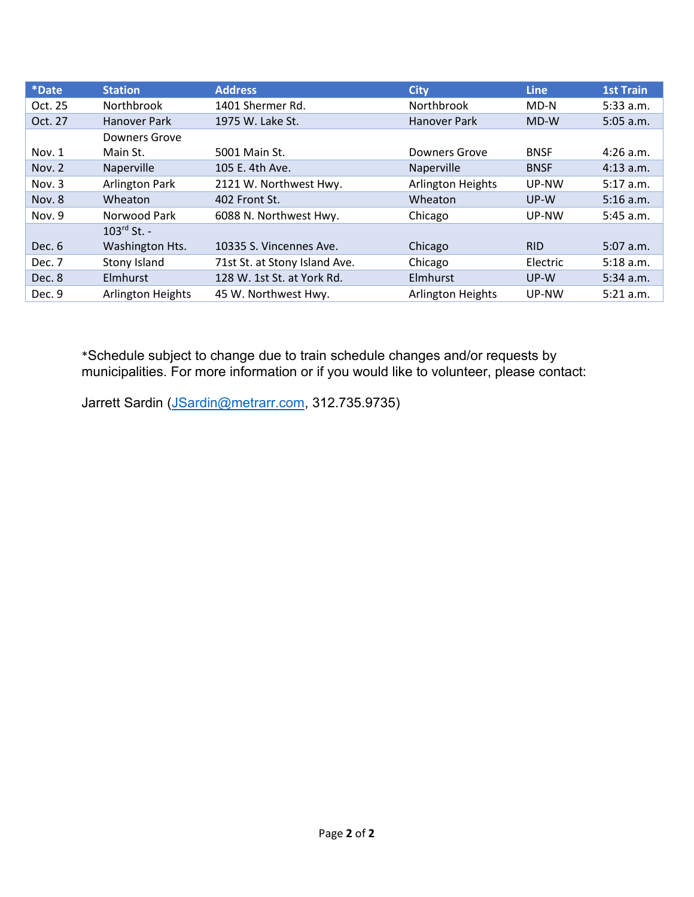| *Date | Station | Address | City | Line | 1st Train |
| --- | --- | --- | --- | --- | --- |
| Oct. 25 | Northbrook | 1401 Shermer Rd. | Northbrook | MD-N | 5:33 a.m. |
| Oct. 27 | Hanover Park | 1975 W. Lake St. | Hanover Park | MD-W | 5:05 a.m. |
| Nov. 1 | Downers Grove Main St. | 5001 Main St. | Downers Grove | BNSF | 4:26 a.m. |
| Nov. 2 | Naperville | 105 E. 4th Ave. | Naperville | BNSF | 4:13 a.m. |
| Nov. 3 | Arlington Park | 2121 W. Northwest Hwy. | Arlington Heights | UP-NW | 5:17 a.m. |
| Nov. 8 | Wheaton | 402 Front St. | Wheaton | UP-W | 5:16 a.m. |
| Nov. 9 | Norwood Park | 6088 N. Northwest Hwy. | Chicago | UP-NW | 5:45 a.m. |
| Dec. 6 | 103rd St. - Washington Hts. | 10335 S. Vincennes Ave. | Chicago | RID | 5:07 a.m. |
| Dec. 7 | Stony Island | 71st St. at Stony Island Ave. | Chicago | Electric | 5:18 a.m. |
| Dec. 8 | Elmhurst | 128 W. 1st St. at York Rd. | Elmhurst | UP-W | 5:34 a.m. |
| Dec. 9 | Arlington Heights | 45 W. Northwest Hwy. | Arlington Heights | UP-NW | 5:21 a.m. |

*Schedule subject to change due to train schedule changes and/or requests by municipalities. For more information or if you would like to volunteer, please contact:

Jarrett Sardin (JSardin@metrarr.com, 312.735.9735)